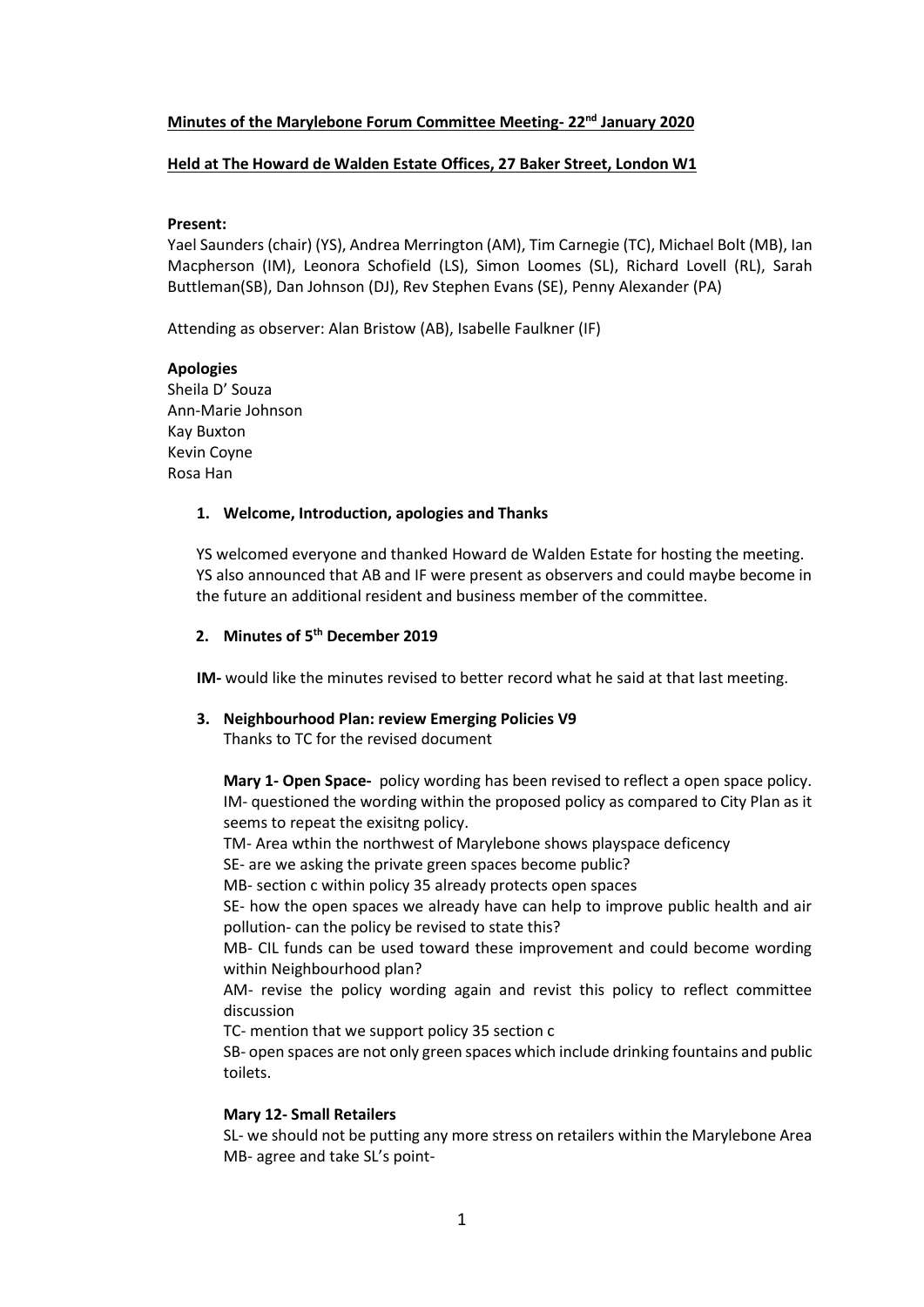**Minutes of the Marylebone Forum Committee Meeting- 22nd January 2020**

**Held at The Howard de Walden Estate Offices, 27 Baker Street, London W1**

**Present:**
Yael Saunders (chair) (YS), Andrea Merrington (AM), Tim Carnegie (TC), Michael Bolt (MB), Ian Macpherson (IM), Leonora Schofield (LS), Simon Loomes (SL), Richard Lovell (RL), Sarah Buttleman(SB), Dan Johnson (DJ), Rev Stephen Evans (SE), Penny Alexander (PA)

Attending as observer: Alan Bristow (AB), Isabelle Faulkner (IF)

**Apologies**
Sheila D' Souza
Ann-Marie Johnson
Kay Buxton
Kevin Coyne
Rosa Han

1. **Welcome, Introduction, apologies and Thanks**

   YS welcomed everyone and thanked Howard de Walden Estate for hosting the meeting. YS also announced that AB and IF were present as observers and could maybe become in the future an additional resident and business member of the committee.

2. **Minutes of 5th December 2019**

   **IM-** would like the minutes revised to better record what he said at that last meeting.

3. **Neighbourhood Plan: review Emerging Policies V9**
   Thanks to TC for the revised document

   **Mary 1- Open Space-** policy wording has been revised to reflect a open space policy.
   IM- questioned the wording within the proposed policy as compared to City Plan as it seems to repeat the exisitng policy.
   TM- Area wthin the northwest of Marylebone shows playspace deficency
   SE- are we asking the private green spaces become public?
   MB- section c within policy 35 already protects open spaces
   SE- how the open spaces we already have can help to improve public health and air pollution- can the policy be revised to state this?
   MB- CIL funds can be used toward these improvement and could become wording within Neighbourhood plan?
   AM- revise the policy wording again and revist this policy to reflect committee discussion
   TC- mention that we support policy 35 section c
   SB- open spaces are not only green spaces which include drinking fountains and public toilets.

   **Mary 12- Small Retailers**
   SL- we should not be putting any more stress on retailers within the Marylebone Area
   MB- agree and take SL's point-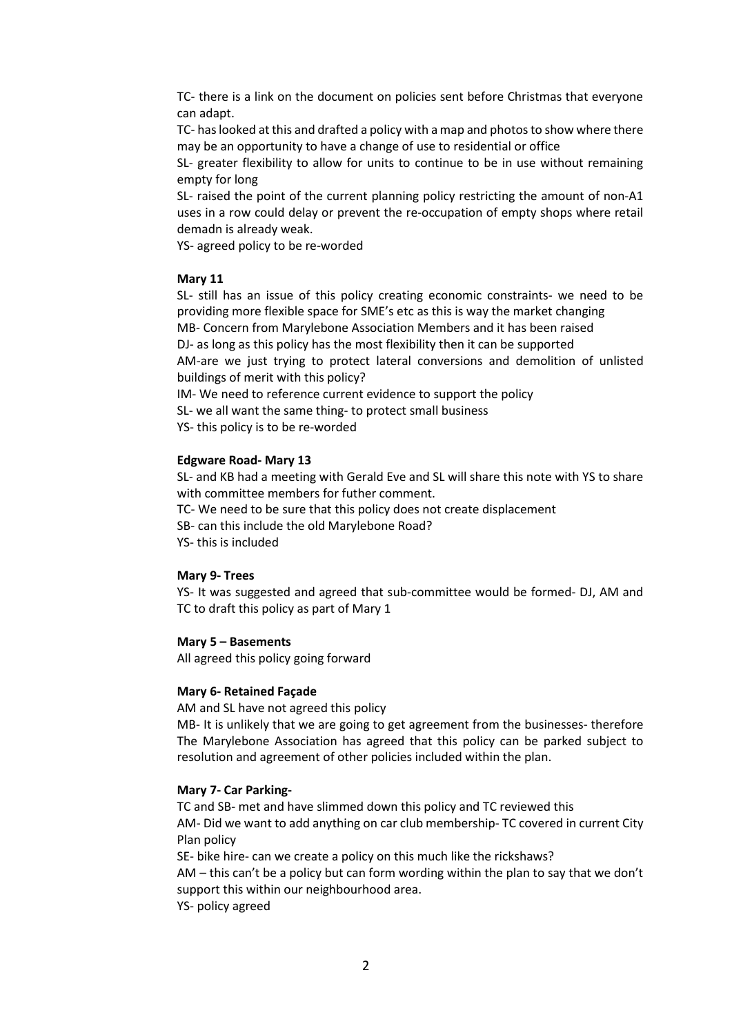TC- there is a link on the document on policies sent before Christmas that everyone can adapt.

TC- has looked at this and drafted a policy with a map and photos to show where there may be an opportunity to have a change of use to residential or office

SL- greater flexibility to allow for units to continue to be in use without remaining empty for long

SL- raised the point of the current planning policy restricting the amount of non-A1 uses in a row could delay or prevent the re-occupation of empty shops where retail demadn is already weak.

YS- agreed policy to be re-worded

**Mary 11**

SL- still has an issue of this policy creating economic constraints- we need to be providing more flexible space for SME's etc as this is way the market changing

MB- Concern from Marylebone Association Members and it has been raised

DJ- as long as this policy has the most flexibility then it can be supported

AM-are we just trying to protect lateral conversions and demolition of unlisted buildings of merit with this policy?

IM- We need to reference current evidence to support the policy

SL- we all want the same thing- to protect small business

YS- this policy is to be re-worded

**Edgware Road- Mary 13**

SL- and KB had a meeting with Gerald Eve and SL will share this note with YS to share with committee members for futher comment.

TC- We need to be sure that this policy does not create displacement

SB- can this include the old Marylebone Road?

YS- this is included

**Mary 9- Trees**

YS- It was suggested and agreed that sub-committee would be formed- DJ, AM and TC to draft this policy as part of Mary 1

**Mary 5 – Basements**

All agreed this policy going forward

**Mary 6- Retained Façade**

AM and SL have not agreed this policy

MB- It is unlikely that we are going to get agreement from the businesses- therefore The Marylebone Association has agreed that this policy can be parked subject to resolution and agreement of other policies included within the plan.

**Mary 7- Car Parking-**

TC and SB- met and have slimmed down this policy and TC reviewed this

AM- Did we want to add anything on car club membership- TC covered in current City Plan policy

SE- bike hire- can we create a policy on this much like the rickshaws?

AM – this can't be a policy but can form wording within the plan to say that we don't support this within our neighbourhood area.

YS- policy agreed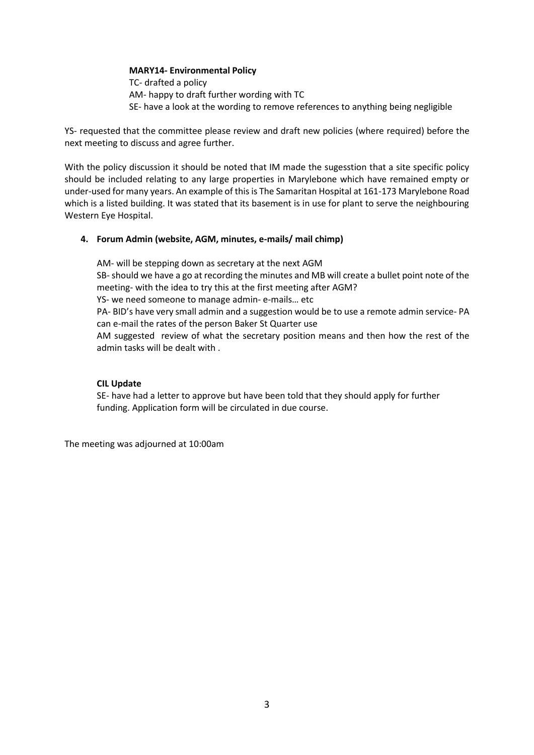**MARY14- Environmental Policy**

TC- drafted a policy
AM- happy to draft further wording with TC
SE- have a look at the wording to remove references to anything being negligible

YS- requested that the committee please review and draft new policies (where required) before the next meeting to discuss and agree further.

With the policy discussion it should be noted that IM made the sugesstion that a site specific policy should be included relating to any large properties in Marylebone which have remained empty or under-used for many years. An example of this is The Samaritan Hospital at 161-173 Marylebone Road which is a listed building. It was stated that its basement is in use for plant to serve the neighbouring Western Eye Hospital.

4. **Forum Admin (website, AGM, minutes, e-mails/ mail chimp)**

AM- will be stepping down as secretary at the next AGM
SB- should we have a go at recording the minutes and MB will create a bullet point note of the meeting- with the idea to try this at the first meeting after AGM?
YS- we need someone to manage admin- e-mails… etc
PA- BID's have very small admin and a suggestion would be to use a remote admin service- PA can e-mail the rates of the person Baker St Quarter use
AM suggested review of what the secretary position means and then how the rest of the admin tasks will be dealt with .

**CIL Update**

SE- have had a letter to approve but have been told that they should apply for further funding. Application form will be circulated in due course.

The meeting was adjourned at 10:00am